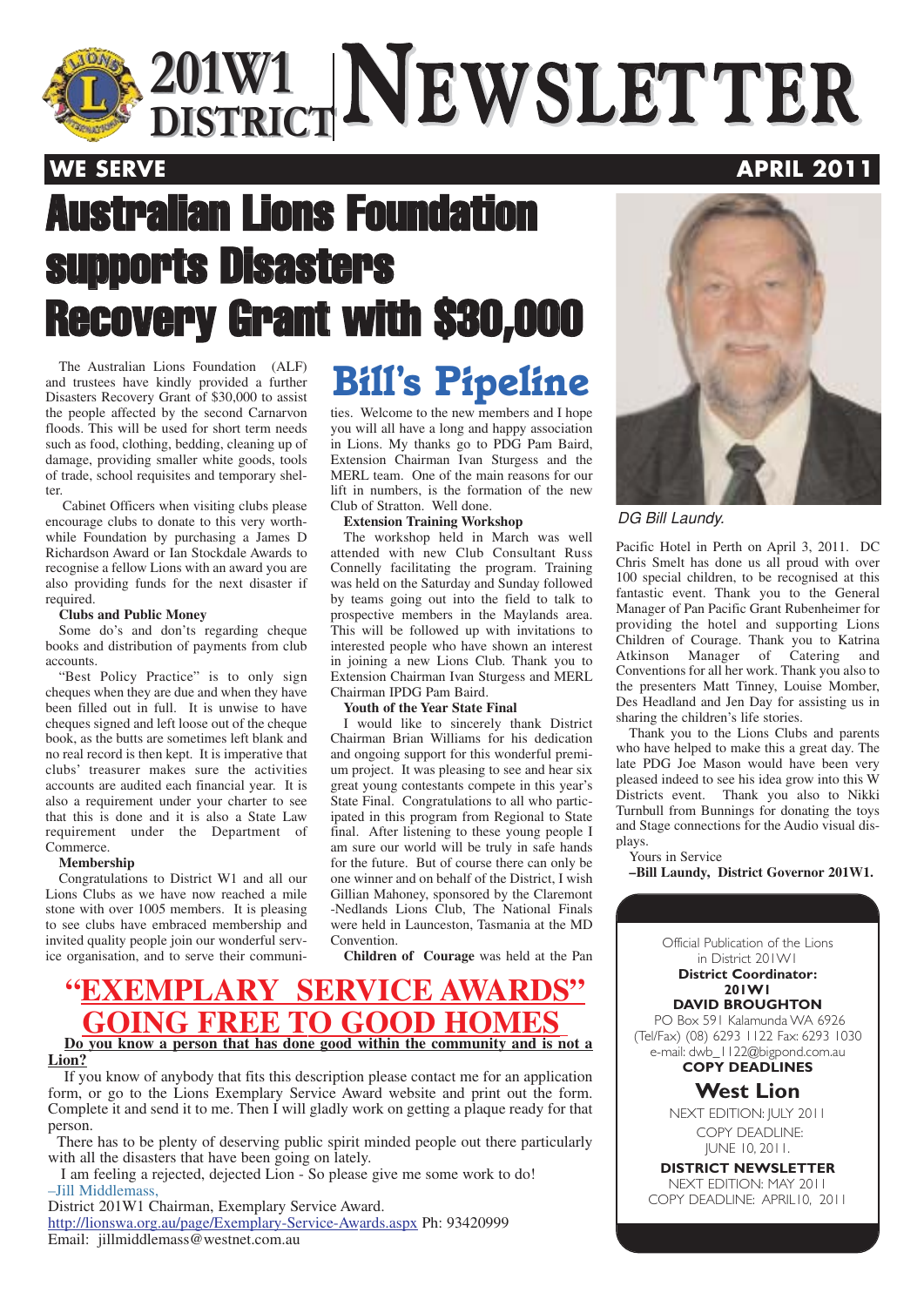# 201W1 DISTRICT NEWSLETTER

**WE SERVE** **APRIL 2011**

# Australian Lions Foundation supports Disasters Recovery Grant with $30,000

The Australian Lions Foundation (ALF) and trustees have kindly provided a further Disasters Recovery Grant of $30,000 to assist the people affected by the second Carnarvon floods. This will be used for short term needs such as food, clothing, bedding, cleaning up of damage, providing smaller white goods, tools of trade, school requisites and temporary shelter.

Cabinet Officers when visiting clubs please encourage clubs to donate to this very worthwhile Foundation by purchasing a James D Richardson Award or Ian Stockdale Awards to recognise a fellow Lions with an award you are also providing funds for the next disaster if required.

**Clubs and Public Money**

Some do's and don'ts regarding cheque books and distribution of payments from club accounts.

"Best Policy Practice" is to only sign cheques when they are due and when they have been filled out in full. It is unwise to have cheques signed and left loose out of the cheque book, as the butts are sometimes left blank and no real record is then kept. It is imperative that clubs' treasurer makes sure the activities accounts are audited each financial year. It is also a requirement under your charter to see that this is done and it is also a State Law requirement under the Department of Commerce.

**Membership**

Congratulations to District W1 and all our Lions Clubs as we have now reached a mile stone with over 1005 members. It is pleasing to see clubs have embraced membership and invited quality people join our wonderful service organisation, and to serve their communi-

## Bill's Pipeline

ties. Welcome to the new members and I hope you will all have a long and happy association in Lions. My thanks go to PDG Pam Baird, Extension Chairman Ivan Sturgess and the MERL team. One of the main reasons for our lift in numbers, is the formation of the new Club of Stratton. Well done.

**Extension Training Workshop**

The workshop held in March was well attended with new Club Consultant Russ Connelly facilitating the program. Training was held on the Saturday and Sunday followed by teams going out into the field to talk to prospective members in the Maylands area. This will be followed up with invitations to interested people who have shown an interest in joining a new Lions Club. Thank you to Extension Chairman Ivan Sturgess and MERL Chairman IPDG Pam Baird.

**Youth of the Year State Final**

I would like to sincerely thank District Chairman Brian Williams for his dedication and ongoing support for this wonderful premium project. It was pleasing to see and hear six great young contestants compete in this year's State Final. Congratulations to all who participated in this program from Regional to State final. After listening to these young people I am sure our world will be truly in safe hands for the future. But of course there can only be one winner and on behalf of the District, I wish Gillian Mahoney, sponsored by the Claremont -Nedlands Lions Club, The National Finals were held in Launceston, Tasmania at the MD Convention.

**Children of Courage** was held at the Pan Pacific Hotel in Perth on April 3, 2011. DC Chris Smelt has done us all proud with over 100 special children, to be recognised at this fantastic event. Thank you to the General Manager of Pan Pacific Grant Rubenheimer for providing the hotel and supporting Lions Children of Courage. Thank you to Katrina Atkinson Manager of Catering and Conventions for all her work. Thank you also to the presenters Matt Tinney, Louise Momber, Des Headland and Jen Day for assisting us in sharing the children's life stories.

Thank you to the Lions Clubs and parents who have helped to make this a great day. The late PDG Joe Mason would have been very pleased indeed to see his idea grow into this W Districts event. Thank you also to Nikki Turnbull from Bunnings for donating the toys and Stage connections for the Audio visual displays.

Yours in Service

**–Bill Laundy, District Governor 201W1.**

*DG Bill Laundy.*

## "EXEMPLARY SERVICE AWARDS" GOING FREE TO GOOD HOMES

**Do you know a person that has done good within the community and is not a Lion?**

If you know of anybody that fits this description please contact me for an application form, or go to the Lions Exemplary Service Award website and print out the form. Complete it and send it to me. Then I will gladly work on getting a plaque ready for that person.

There has to be plenty of deserving public spirit minded people out there particularly with all the disasters that have been going on lately.

I am feeling a rejected, dejected Lion - So please give me some work to do!

–Jill Middlemass,

District 201W1 Chairman, Exemplary Service Award.

http://lionswa.org.au/page/Exemplary-Service-Awards.aspx Ph: 93420999

Email: jillmiddlemass@westnet.com.au

---

Official Publication of the Lions in District 201W1

**District Coordinator: 201W1**
**DAVID BROUGHTON**

PO Box 591 Kalamunda WA 6926
(Tel/Fax) (08) 6293 1122 Fax: 6293 1030
e-mail: dwb_1122@bigpond.com.au

**COPY DEADLINES**

**West Lion**

NEXT EDITION: JULY 2011
COPY DEADLINE: JUNE 10, 2011.

**DISTRICT NEWSLETTER**

NEXT EDITION: MAY 2011
COPY DEADLINE: APRIL10, 2011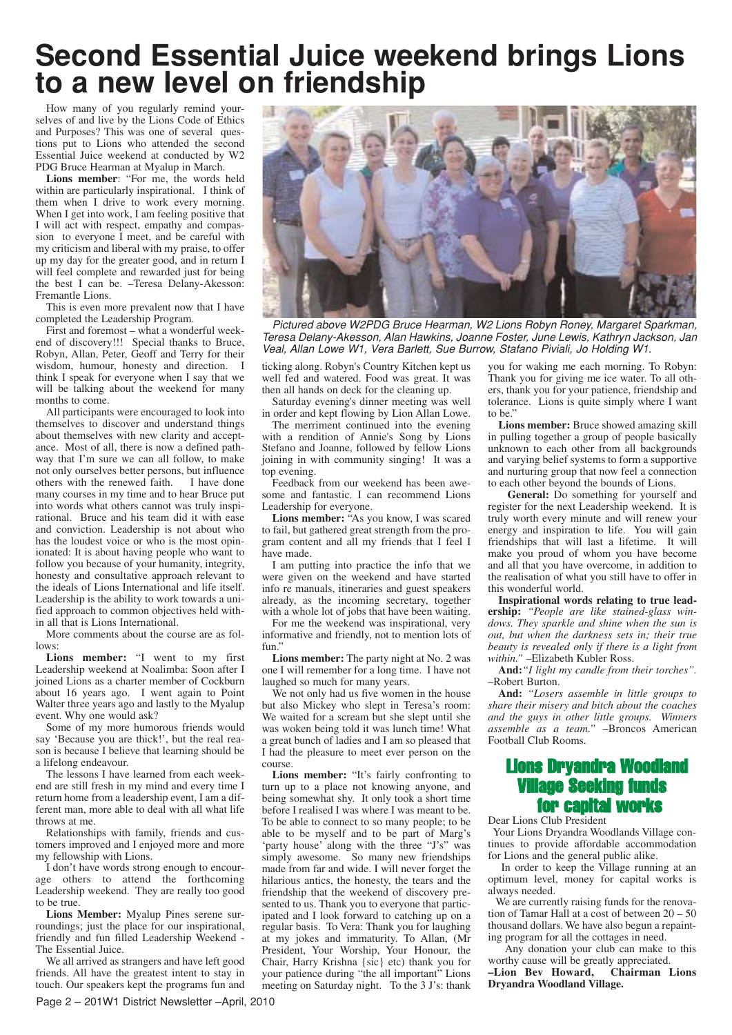# Second Essential Juice weekend brings Lions to a new level on friendship

How many of you regularly remind yourselves of and live by the Lions Code of Ethics and Purposes? This was one of several questions put to Lions who attended the second Essential Juice weekend at conducted by W2 PDG Bruce Hearman at Myalup in March.

**Lions member**: "For me, the words held within are particularly inspirational. I think of them when I drive to work every morning. When I get into work, I am feeling positive that I will act with respect, empathy and compassion to everyone I meet, and be careful with my criticism and liberal with my praise, to offer up my day for the greater good, and in return I will feel complete and rewarded just for being the best I can be. –Teresa Delany-Akesson: Fremantle Lions.

This is even more prevalent now that I have completed the Leadership Program.

First and foremost – what a wonderful weekend of discovery!!! Special thanks to Bruce, Robyn, Allan, Peter, Geoff and Terry for their wisdom, humour, honesty and direction. I think I speak for everyone when I say that we will be talking about the weekend for many months to come.

All participants were encouraged to look into themselves to discover and understand things about themselves with new clarity and acceptance. Most of all, there is now a defined pathway that I'm sure we can all follow, to make not only ourselves better persons, but influence others with the renewed faith. I have done many courses in my time and to hear Bruce put into words what others cannot was truly inspirational. Bruce and his team did it with ease and conviction. Leadership is not about who has the loudest voice or who is the most opinionated: It is about having people who want to follow you because of your humanity, integrity, honesty and consultative approach relevant to the ideals of Lions International and life itself. Leadership is the ability to work towards a unified approach to common objectives held within all that is Lions International.

More comments about the course are as follows:

**Lions member:** "I went to my first Leadership weekend at Noalimba: Soon after I joined Lions as a charter member of Cockburn about 16 years ago. I went again to Point Walter three years ago and lastly to the Myalup event. Why one would ask?

Some of my more humorous friends would say 'Because you are thick!', but the real reason is because I believe that learning should be a lifelong endeavour.

The lessons I have learned from each weekend are still fresh in my mind and every time I return home from a leadership event, I am a different man, more able to deal with all what life throws at me.

Relationships with family, friends and customers improved and I enjoyed more and more my fellowship with Lions.

I don't have words strong enough to encourage others to attend the forthcoming Leadership weekend. They are really too good to be true.

**Lions Member:** Myalup Pines serene surroundings; just the place for our inspirational, friendly and fun filled Leadership Weekend - The Essential Juice.

We all arrived as strangers and have left good friends. All have the greatest intent to stay in touch. Our speakers kept the programs fun and ticking along. Robyn's Country Kitchen kept us well fed and watered. Food was great. It was then all hands on deck for the cleaning up.

*Pictured above W2PDG Bruce Hearman, W2 Lions Robyn Roney, Margaret Sparkman, Teresa Delany-Akesson, Alan Hawkins, Joanne Foster, June Lewis, Kathryn Jackson, Jan Veal, Allan Lowe W1, Vera Barlett, Sue Burrow, Stafano Piviali, Jo Holding W1.*

Saturday evening's dinner meeting was well in order and kept flowing by Lion Allan Lowe.

The merriment continued into the evening with a rendition of Annie's Song by Lions Stefano and Joanne, followed by fellow Lions joining in with community singing! It was a top evening.

Feedback from our weekend has been awesome and fantastic. I can recommend Lions Leadership for everyone.

**Lions member:** "As you know, I was scared to fail, but gathered great strength from the program content and all my friends that I feel I have made.

I am putting into practice the info that we were given on the weekend and have started info re manuals, itineraries and guest speakers already, as the incoming secretary, together with a whole lot of jobs that have been waiting.

For me the weekend was inspirational, very informative and friendly, not to mention lots of fun."

**Lions member:** The party night at No. 2 was one I will remember for a long time. I have not laughed so much for many years.

We not only had us five women in the house but also Mickey who slept in Teresa's room: We waited for a scream but she slept until she was woken being told it was lunch time! What a great bunch of ladies and I am so pleased that I had the pleasure to meet ever person on the course.

**Lions member:** "It's fairly confronting to turn up to a place not knowing anyone, and being somewhat shy. It only took a short time before I realised I was where I was meant to be. To be able to connect to so many people; to be able to be myself and to be part of Marg's 'party house' along with the three "J's" was simply awesome. So many new friendships made from far and wide. I will never forget the hilarious antics, the honesty, the tears and the friendship that the weekend of discovery presented to us. Thank you to everyone that participated and I look forward to catching up on a regular basis. To Vera: Thank you for laughing at my jokes and immaturity. To Allan, (Mr President, Your Worship, Your Honour, the Chair, Harry Krishna {sic} etc) thank you for your patience during "the all important" Lions meeting on Saturday night. To the 3 J's: thank you for waking me each morning. To Robyn: Thank you for giving me ice water. To all others, thank you for your patience, friendship and tolerance. Lions is quite simply where I want to be."

**Lions member:** Bruce showed amazing skill in pulling together a group of people basically unknown to each other from all backgrounds and varying belief systems to form a supportive and nurturing group that now feel a connection to each other beyond the bounds of Lions.

**General:** Do something for yourself and register for the next Leadership weekend. It is truly worth every minute and will renew your energy and inspiration to life. You will gain friendships that will last a lifetime. It will make you proud of whom you have become and all that you have overcome, in addition to the realisation of what you still have to offer in this wonderful world.

**Inspirational words relating to true leadership:** *"People are like stained-glass windows. They sparkle and shine when the sun is out, but when the darkness sets in; their true beauty is revealed only if there is a light from within."* –Elizabeth Kubler Ross.

**And:** *"I light my candle from their torches".* –Robert Burton.

**And:** *"Losers assemble in little groups to share their misery and bitch about the coaches and the guys in other little groups. Winners assemble as a team."* –Broncos American Football Club Rooms.

## Lions Dryandra Woodland Village Seeking funds for capital works

Dear Lions Club President

Your Lions Dryandra Woodlands Village continues to provide affordable accommodation for Lions and the general public alike.

In order to keep the Village running at an optimum level, money for capital works is always needed.

We are currently raising funds for the renovation of Tamar Hall at a cost of between 20 – 50 thousand dollars. We have also begun a repainting program for all the cottages in need.

Any donation your club can make to this worthy cause will be greatly appreciated.

**–Lion Bev Howard, Chairman Lions Dryandra Woodland Village.**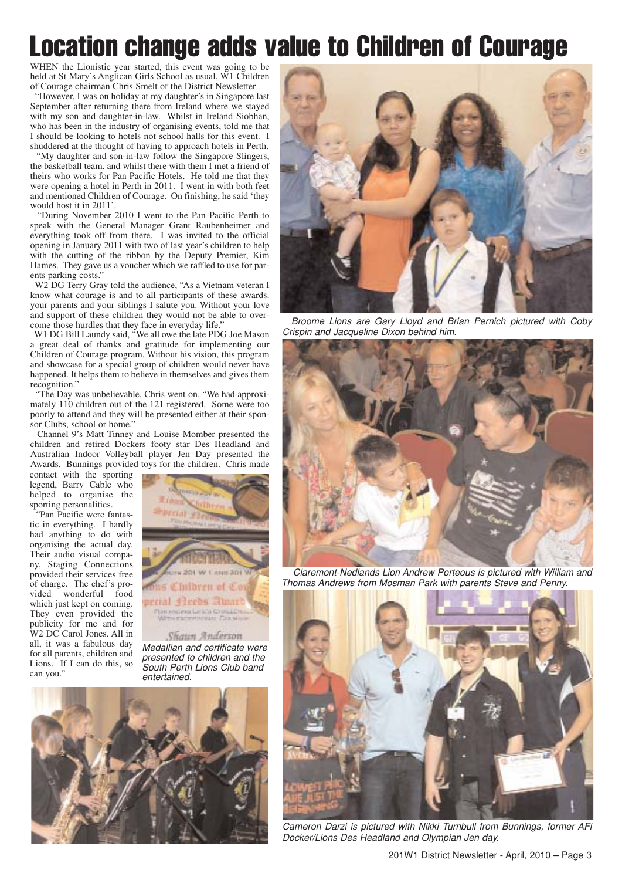# Location change adds value to Children of Courage

WHEN the Lionistic year started, this event was going to be held at St Mary's Anglican Girls School as usual, W1 Children of Courage chairman Chris Smelt of the District Newsletter

"However, I was on holiday at my daughter's in Singapore last September after returning there from Ireland where we stayed with my son and daughter-in-law. Whilst in Ireland Siobhan, who has been in the industry of organising events, told me that I should be looking to hotels not school halls for this event. I shuddered at the thought of having to approach hotels in Perth.

"My daughter and son-in-law follow the Singapore Slingers, the basketball team, and whilst there with them I met a friend of theirs who works for Pan Pacific Hotels. He told me that they were opening a hotel in Perth in 2011. I went in with both feet and mentioned Children of Courage. On finishing, he said 'they would host it in 2011'.

"During November 2010 I went to the Pan Pacific Perth to speak with the General Manager Grant Raubenheimer and everything took off from there. I was invited to the official opening in January 2011 with two of last year's children to help with the cutting of the ribbon by the Deputy Premier, Kim Hames. They gave us a voucher which we raffled to use for parents parking costs."

W2 DG Terry Gray told the audience, "As a Vietnam veteran I know what courage is and to all participants of these awards. your parents and your siblings I salute you. Without your love and support of these children they would not be able to overcome those hurdles that they face in everyday life."

W1 DG Bill Laundy said, "We all owe the late PDG Joe Mason a great deal of thanks and gratitude for implementing our Children of Courage program. Without his vision, this program and showcase for a special group of children would never have happened. It helps them to believe in themselves and gives them recognition."

"The Day was unbelievable, Chris went on. "We had approximately 110 children out of the 121 registered. Some were too poorly to attend and they will be presented either at their sponsor Clubs, school or home."

Channel 9's Matt Tinney and Louise Momber presented the children and retired Dockers footy star Des Headland and Australian Indoor Volleyball player Jen Day presented the Awards. Bunnings provided toys for the children. Chris made contact with the sporting legend, Barry Cable who helped to organise the sporting personalities.

"Pan Pacific were fantastic in everything. I hardly had anything to do with organising the actual day. Their audio visual company, Staging Connections provided their services free of charge. The chef's provided wonderful food which just kept on coming. They even provided the publicity for me and for W2 DC Carol Jones. All in all, it was a fabulous day for all parents, children and Lions. If I can do this, so can you."

*Medallian and certificate were presented to children and the South Perth Lions Club band entertained.*

*Broome Lions are Gary Lloyd and Brian Pernich pictured with Coby Crispin and Jacqueline Dixon behind him.*

*Claremont-Nedlands Lion Andrew Porteous is pictured with William and Thomas Andrews from Mosman Park with parents Steve and Penny.*

*Cameron Darzi is pictured with Nikki Turnbull from Bunnings, former AFl Docker/Lions Des Headland and Olympian Jen day.*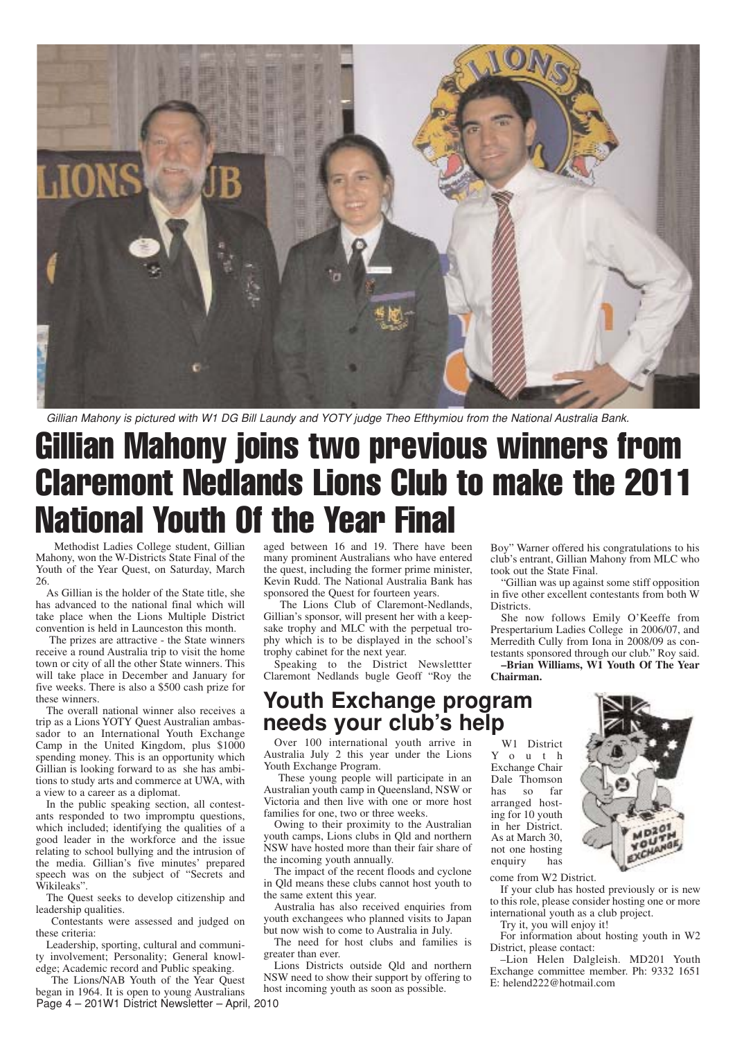*Gillian Mahony is pictured with W1 DG Bill Laundy and YOTY judge Theo Efthymiou from the National Australia Bank.*

# Gillian Mahony joins two previous winners from Claremont Nedlands Lions Club to make the 2011 National Youth Of the Year Final

Methodist Ladies College student, Gillian Mahony, won the W-Districts State Final of the Youth of the Year Quest, on Saturday, March 26.

As Gillian is the holder of the State title, she has advanced to the national final which will take place when the Lions Multiple District convention is held in Launceston this month.

The prizes are attractive - the State winners receive a round Australia trip to visit the home town or city of all the other State winners. This will take place in December and January for five weeks. There is also a $500 cash prize for these winners.

The overall national winner also receives a trip as a Lions YOTY Quest Australian ambassador to an International Youth Exchange Camp in the United Kingdom, plus $1000 spending money. This is an opportunity which Gillian is looking forward to as she has ambitions to study arts and commerce at UWA, with a view to a career as a diplomat.

In the public speaking section, all contestants responded to two impromptu questions, which included; identifying the qualities of a good leader in the workforce and the issue relating to school bullying and the intrusion of the media. Gillian's five minutes' prepared speech was on the subject of "Secrets and Wikileaks".

The Quest seeks to develop citizenship and leadership qualities.

Contestants were assessed and judged on these criteria:

Leadership, sporting, cultural and community involvement; Personality; General knowledge; Academic record and Public speaking.

The Lions/NAB Youth of the Year Quest began in 1964. It is open to young Australians aged between 16 and 19. There have been many prominent Australians who have entered the quest, including the former prime minister, Kevin Rudd. The National Australia Bank has sponsored the Quest for fourteen years.

The Lions Club of Claremont-Nedlands, Gillian's sponsor, will present her with a keepsake trophy and MLC with the perpetual trophy which is to be displayed in the school's trophy cabinet for the next year.

Speaking to the District Newslettter Claremont Nedlands bugle Geoff "Roy the Boy" Warner offered his congratulations to his club's entrant, Gillian Mahony from MLC who took out the State Final.

"Gillian was up against some stiff opposition in five other excellent contestants from both W Districts.

She now follows Emily O'Keeffe from Prespertarium Ladies College in 2006/07, and Merredith Cully from Iona in 2008/09 as contestants sponsored through our club." Roy said.

**–Brian Williams, W1 Youth Of The Year Chairman.**

## Youth Exchange program needs your club's help

Over 100 international youth arrive in Australia July 2 this year under the Lions Youth Exchange Program.

These young people will participate in an Australian youth camp in Queensland, NSW or Victoria and then live with one or more host families for one, two or three weeks.

Owing to their proximity to the Australian youth camps, Lions clubs in Qld and northern NSW have hosted more than their fair share of the incoming youth annually.

The impact of the recent floods and cyclone in Qld means these clubs cannot host youth to the same extent this year.

Australia has also received enquiries from youth exchangees who planned visits to Japan but now wish to come to Australia in July.

The need for host clubs and families is greater than ever.

Lions Districts outside Qld and northern NSW need to show their support by offering to host incoming youth as soon as possible.

W1 District Youth Exchange Chair Dale Thomson has so far arranged hosting for 10 youth in her District. As at March 30, not one hosting enquiry has come from W2 District.

If your club has hosted previously or is new to this role, please consider hosting one or more international youth as a club project.

Try it, you will enjoy it!

For information about hosting youth in W2 District, please contact:

–Lion Helen Dalgleish. MD201 Youth Exchange committee member. Ph: 9332 1651 E: helend222@hotmail.com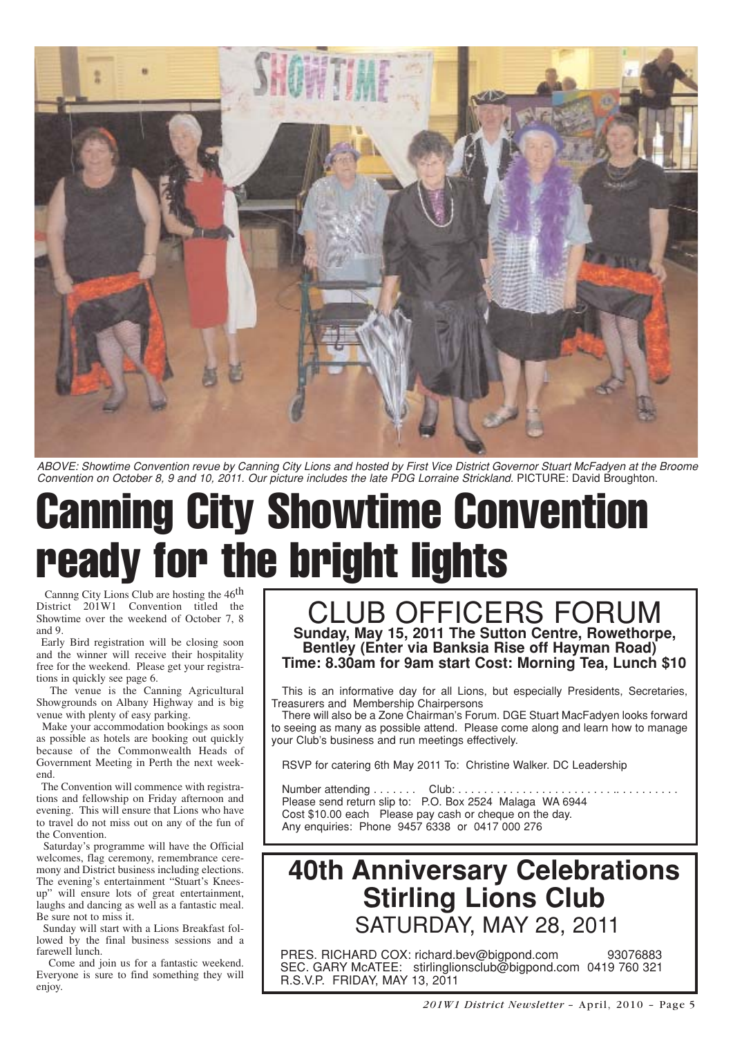ABOVE: *Showtime Convention revue by Canning City Lions and hosted by First Vice District Governor Stuart McFadyen at the Broome Convention on October 8, 9 and 10, 2011. Our picture includes the late PDG Lorraine Strickland.* PICTURE: David Broughton.

# Canning City Showtime Convention ready for the bright lights

Cannng City Lions Club are hosting the 46th District 201W1 Convention titled the Showtime over the weekend of October 7, 8 and 9.

Early Bird registration will be closing soon and the winner will receive their hospitality free for the weekend. Please get your registrations in quickly see page 6.

The venue is the Canning Agricultural Showgrounds on Albany Highway and is big venue with plenty of easy parking.

Make your accommodation bookings as soon as possible as hotels are booking out quickly because of the Commonwealth Heads of Government Meeting in Perth the next weekend.

The Convention will commence with registrations and fellowship on Friday afternoon and evening. This will ensure that Lions who have to travel do not miss out on any of the fun of the Convention.

Saturday's programme will have the Official welcomes, flag ceremony, remembrance ceremony and District business including elections. The evening's entertainment "Stuart's Knees-up" will ensure lots of great entertainment, laughs and dancing as well as a fantastic meal. Be sure not to miss it.

Sunday will start with a Lions Breakfast followed by the final business sessions and a farewell lunch.

Come and join us for a fantastic weekend. Everyone is sure to find something they will enjoy.

## CLUB OFFICERS FORUM

**Sunday, May 15, 2011 The Sutton Centre, Rowethorpe, Bentley (Enter via Banksia Rise off Hayman Road)**
**Time: 8.30am for 9am start Cost: Morning Tea, Lunch $10**

This is an informative day for all Lions, but especially Presidents, Secretaries, Treasurers and Membership Chairpersons

There will also be a Zone Chairman's Forum. DGE Stuart MacFadyen looks forward to seeing as many as possible attend. Please come along and learn how to manage your Club's business and run meetings effectively.

RSVP for catering 6th May 2011 To: Christine Walker. DC Leadership

Number attending . . . . . . . Club: . . . . . . . . . . . . . . . . . . . . . . . . . . . . . . . . . . .
Please send return slip to: P.O. Box 2524 Malaga WA 6944
Cost $10.00 each Please pay cash or cheque on the day.
Any enquiries: Phone 9457 6338 or 0417 000 276

## 40th Anniversary Celebrations Stirling Lions Club

SATURDAY, MAY 28, 2011

PRES. RICHARD COX: richard.bev@bigpond.com 93076883
SEC. GARY McATEE: stirlinglionsclub@bigpond.com 0419 760 321
R.S.V.P. FRIDAY, MAY 13, 2011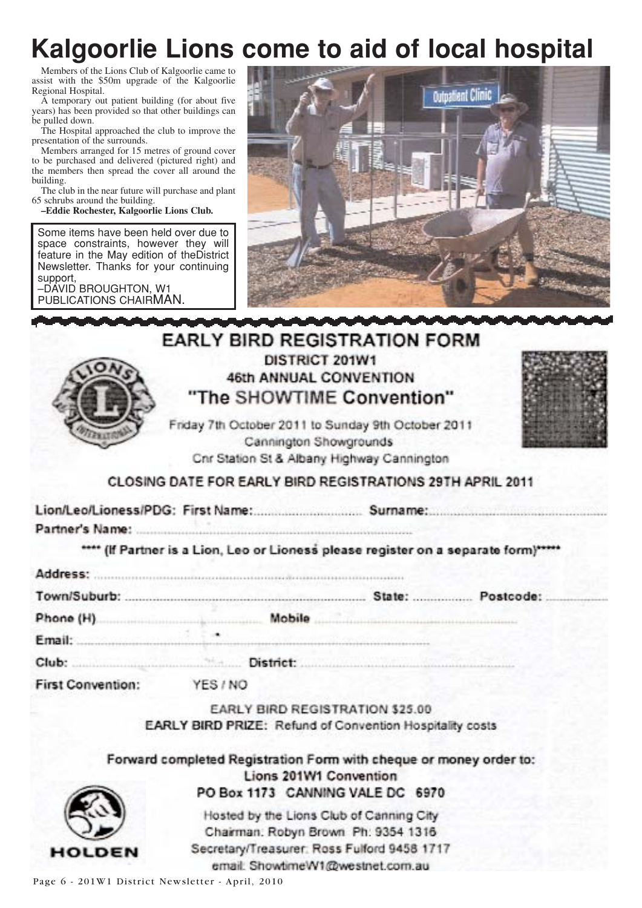# Kalgoorlie Lions come to aid of local hospital

Members of the Lions Club of Kalgoorlie came to assist with the $50m upgrade of the Kalgoorlie Regional Hospital.

A temporary out patient building (for about five years) has been provided so that other buildings can be pulled down.

The Hospital approached the club to improve the presentation of the surrounds.

Members arranged for 15 metres of ground cover to be purchased and delivered (pictured right) and the members then spread the cover all around the building.

The club in the near future will purchase and plant 65 schrubs around the building.

**–Eddie Rochester, Kalgoorlie Lions Club.**

Some items have been held over due to space constraints, however they will feature in the May edition of theDistrict Newsletter. Thanks for your continuing support,
–DAVID BROUGHTON, W1 PUBLICATIONS CHAIRMAN.

## EARLY BIRD REGISTRATION FORM

**DISTRICT 201W1**
**46th ANNUAL CONVENTION**
**"The SHOWTIME Convention"**

Friday 7th October 2011 to Sunday 9th October 2011
Cannington Showgrounds
Cnr Station St & Albany Highway Cannington

**CLOSING DATE FOR EARLY BIRD REGISTRATIONS 29TH APRIL 2011**

Lion/Leo/Lioness/PDG: First Name:.............................. Surname:..............................

Partner's Name: ..............................

**** (If Partner is a Lion, Leo or Lioness please register on a separate form)*****

Address: ..............................

Town/Suburb: .............................. State: ................ Postcode: ................

Phone (H).............................. Mobile ..............................

Email: ..............................

Club: .............................. District: ..............................

First Convention: YES / NO

EARLY BIRD REGISTRATION $25.00

EARLY BIRD PRIZE: Refund of Convention Hospitality costs

Forward completed Registration Form with cheque or money order to:
Lions 201W1 Convention
PO Box 1173 CANNING VALE DC 6970

Hosted by the Lions Club of Canning City
Chairman: Robyn Brown Ph: 9354 1316
Secretary/Treasurer: Ross Fulford 9458 1717
email: ShowtimeW1@westnet.com.au

HOLDEN